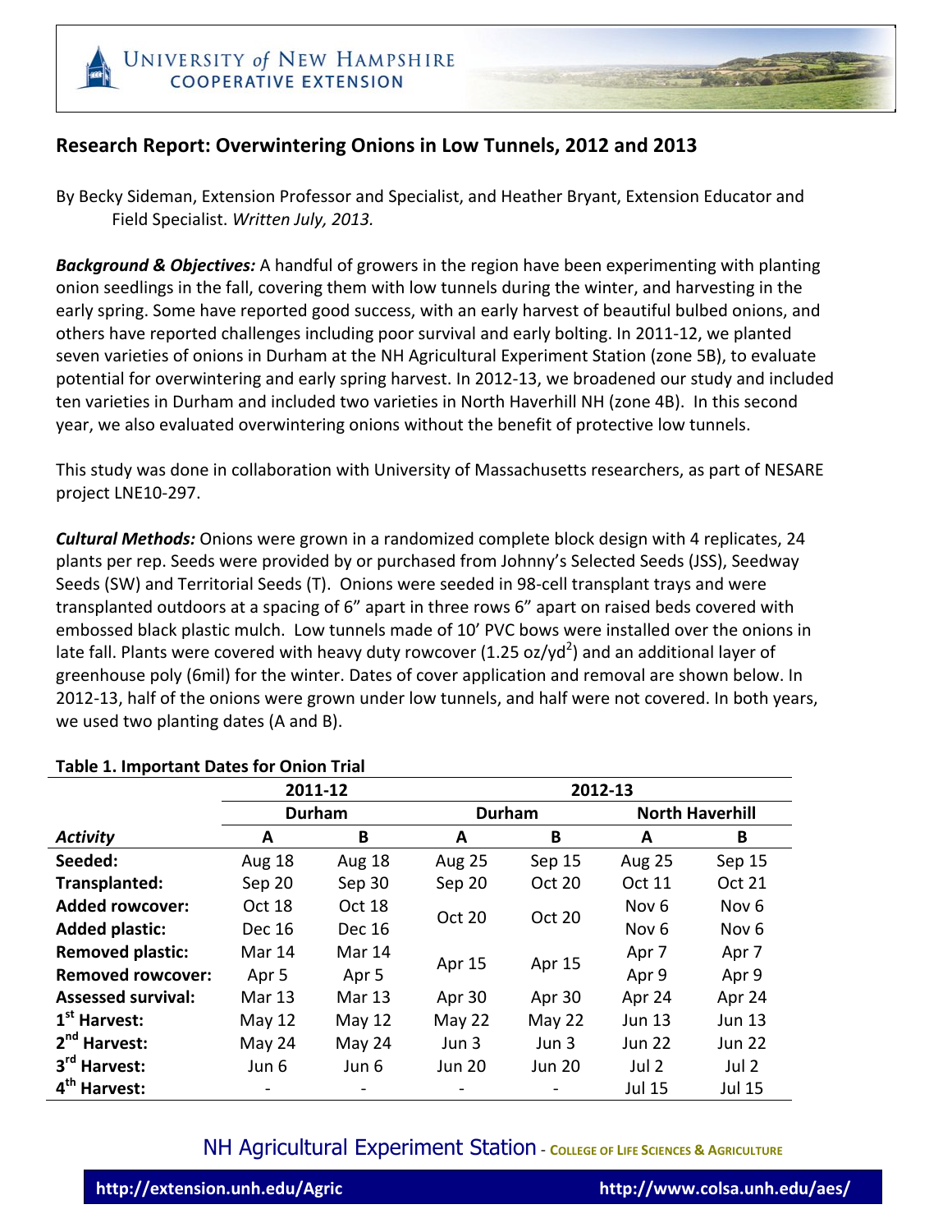UNIVERSITY of NEW HAMPSHIRE
COOPERATIVE EXTENSION

## Research Report: Overwintering Onions in Low Tunnels, 2012 and 2013

By Becky Sideman, Extension Professor and Specialist, and Heather Bryant, Extension Educator and Field Specialist. *Written July, 2013.*

***Background & Objectives:*** A handful of growers in the region have been experimenting with planting onion seedlings in the fall, covering them with low tunnels during the winter, and harvesting in the early spring. Some have reported good success, with an early harvest of beautiful bulbed onions, and others have reported challenges including poor survival and early bolting. In 2011-12, we planted seven varieties of onions in Durham at the NH Agricultural Experiment Station (zone 5B), to evaluate potential for overwintering and early spring harvest. In 2012-13, we broadened our study and included ten varieties in Durham and included two varieties in North Haverhill NH (zone 4B). In this second year, we also evaluated overwintering onions without the benefit of protective low tunnels.

This study was done in collaboration with University of Massachusetts researchers, as part of NESARE project LNE10-297.

***Cultural Methods:*** Onions were grown in a randomized complete block design with 4 replicates, 24 plants per rep. Seeds were provided by or purchased from Johnny's Selected Seeds (JSS), Seedway Seeds (SW) and Territorial Seeds (T). Onions were seeded in 98-cell transplant trays and were transplanted outdoors at a spacing of 6" apart in three rows 6" apart on raised beds covered with embossed black plastic mulch. Low tunnels made of 10' PVC bows were installed over the onions in late fall. Plants were covered with heavy duty rowcover (1.25 oz/yd$^2$) and an additional layer of greenhouse poly (6mil) for the winter. Dates of cover application and removal are shown below. In 2012-13, half of the onions were grown under low tunnels, and half were not covered. In both years, we used two planting dates (A and B).

**Table 1. Important Dates for Onion Trial**

| | 2011-12 | | 2012-13 | | | |
|---|---|---|---|---|---|---|
| | Durham | | Durham | | North Haverhill | |
| *Activity* | A | B | A | B | A | B |
| **Seeded:** | Aug 18 | Aug 18 | Aug 25 | Sep 15 | Aug 25 | Sep 15 |
| **Transplanted:** | Sep 20 | Sep 30 | Sep 20 | Oct 20 | Oct 11 | Oct 21 |
| **Added rowcover:** | Oct 18 | Oct 18 | Oct 20 | Oct 20 | Nov 6 | Nov 6 |
| **Added plastic:** | Dec 16 | Dec 16 | | | Nov 6 | Nov 6 |
| **Removed plastic:** | Mar 14 | Mar 14 | Apr 15 | Apr 15 | Apr 7 | Apr 7 |
| **Removed rowcover:** | Apr 5 | Apr 5 | | | Apr 9 | Apr 9 |
| **Assessed survival:** | Mar 13 | Mar 13 | Apr 30 | Apr 30 | Apr 24 | Apr 24 |
| **1st Harvest:** | May 12 | May 12 | May 22 | May 22 | Jun 13 | Jun 13 |
| **2nd Harvest:** | May 24 | May 24 | Jun 3 | Jun 3 | Jun 22 | Jun 22 |
| **3rd Harvest:** | Jun 6 | Jun 6 | Jun 20 | Jun 20 | Jul 2 | Jul 2 |
| **4th Harvest:** | - | - | - | - | Jul 15 | Jul 15 |

NH Agricultural Experiment Station - COLLEGE OF LIFE SCIENCES & AGRICULTURE

http://extension.unh.edu/Agric http://www.colsa.unh.edu/aes/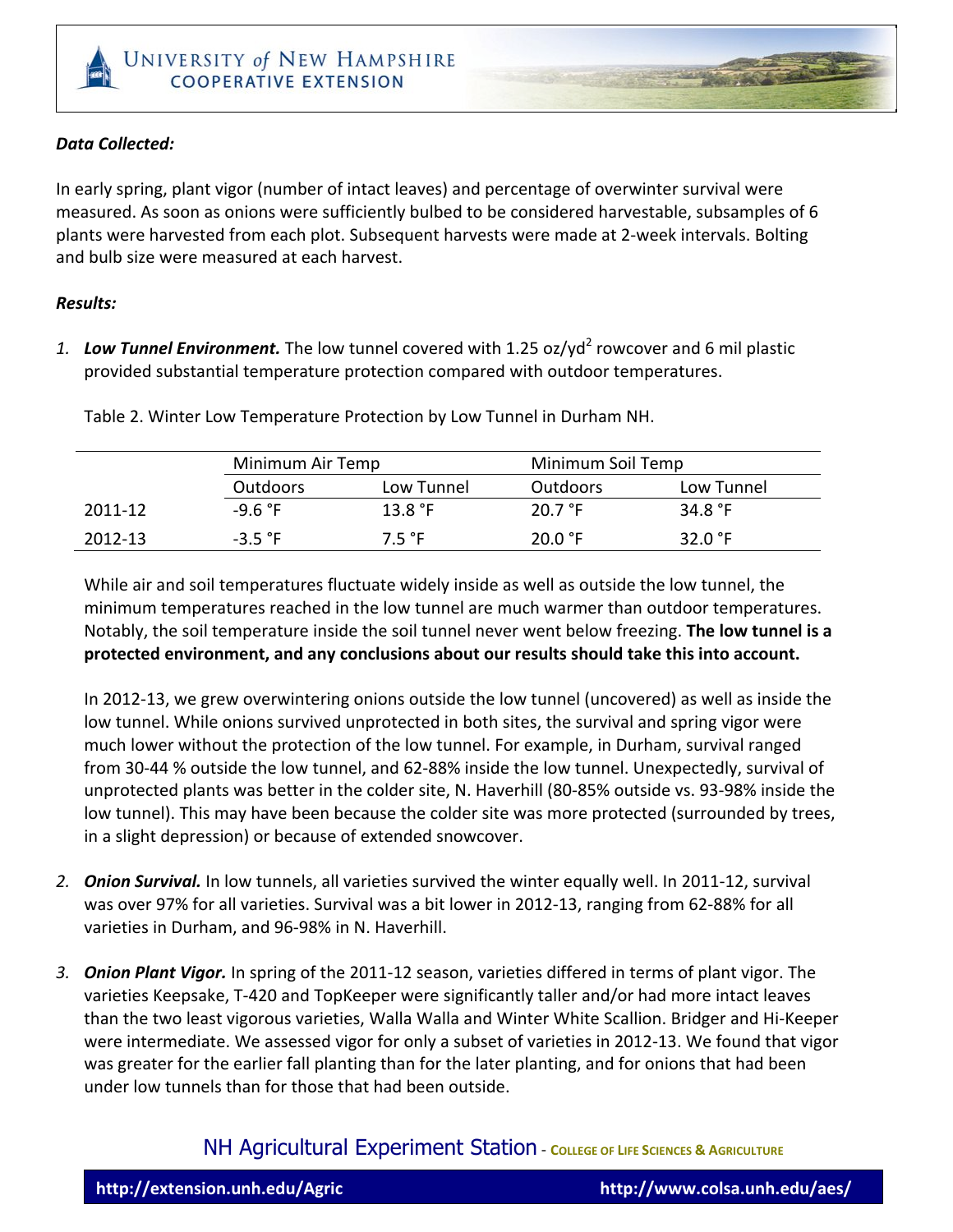***Data Collected:***

In early spring, plant vigor (number of intact leaves) and percentage of overwinter survival were measured. As soon as onions were sufficiently bulbed to be considered harvestable, subsamples of 6 plants were harvested from each plot. Subsequent harvests were made at 2-week intervals. Bolting and bulb size were measured at each harvest.

***Results:***

1. ***Low Tunnel Environment.*** The low tunnel covered with 1.25 oz/yd$^2$ rowcover and 6 mil plastic provided substantial temperature protection compared with outdoor temperatures.

   Table 2. Winter Low Temperature Protection by Low Tunnel in Durham NH.

   | | Minimum Air Temp | | Minimum Soil Temp | |
   |---|---|---|---|---|
   | | Outdoors | Low Tunnel | Outdoors | Low Tunnel |
   | 2011-12 | -9.6 °F | 13.8 °F | 20.7 °F | 34.8 °F |
   | 2012-13 | -3.5 °F | 7.5 °F | 20.0 °F | 32.0 °F |

   While air and soil temperatures fluctuate widely inside as well as outside the low tunnel, the minimum temperatures reached in the low tunnel are much warmer than outdoor temperatures. Notably, the soil temperature inside the soil tunnel never went below freezing. **The low tunnel is a protected environment, and any conclusions about our results should take this into account.**

   In 2012-13, we grew overwintering onions outside the low tunnel (uncovered) as well as inside the low tunnel. While onions survived unprotected in both sites, the survival and spring vigor were much lower without the protection of the low tunnel. For example, in Durham, survival ranged from 30-44 % outside the low tunnel, and 62-88% inside the low tunnel. Unexpectedly, survival of unprotected plants was better in the colder site, N. Haverhill (80-85% outside vs. 93-98% inside the low tunnel). This may have been because the colder site was more protected (surrounded by trees, in a slight depression) or because of extended snowcover.

2. ***Onion Survival.*** In low tunnels, all varieties survived the winter equally well. In 2011-12, survival was over 97% for all varieties. Survival was a bit lower in 2012-13, ranging from 62-88% for all varieties in Durham, and 96-98% in N. Haverhill.

3. ***Onion Plant Vigor.*** In spring of the 2011-12 season, varieties differed in terms of plant vigor. The varieties Keepsake, T-420 and TopKeeper were significantly taller and/or had more intact leaves than the two least vigorous varieties, Walla Walla and Winter White Scallion. Bridger and Hi-Keeper were intermediate. We assessed vigor for only a subset of varieties in 2012-13. We found that vigor was greater for the earlier fall planting than for the later planting, and for onions that had been under low tunnels than for those that had been outside.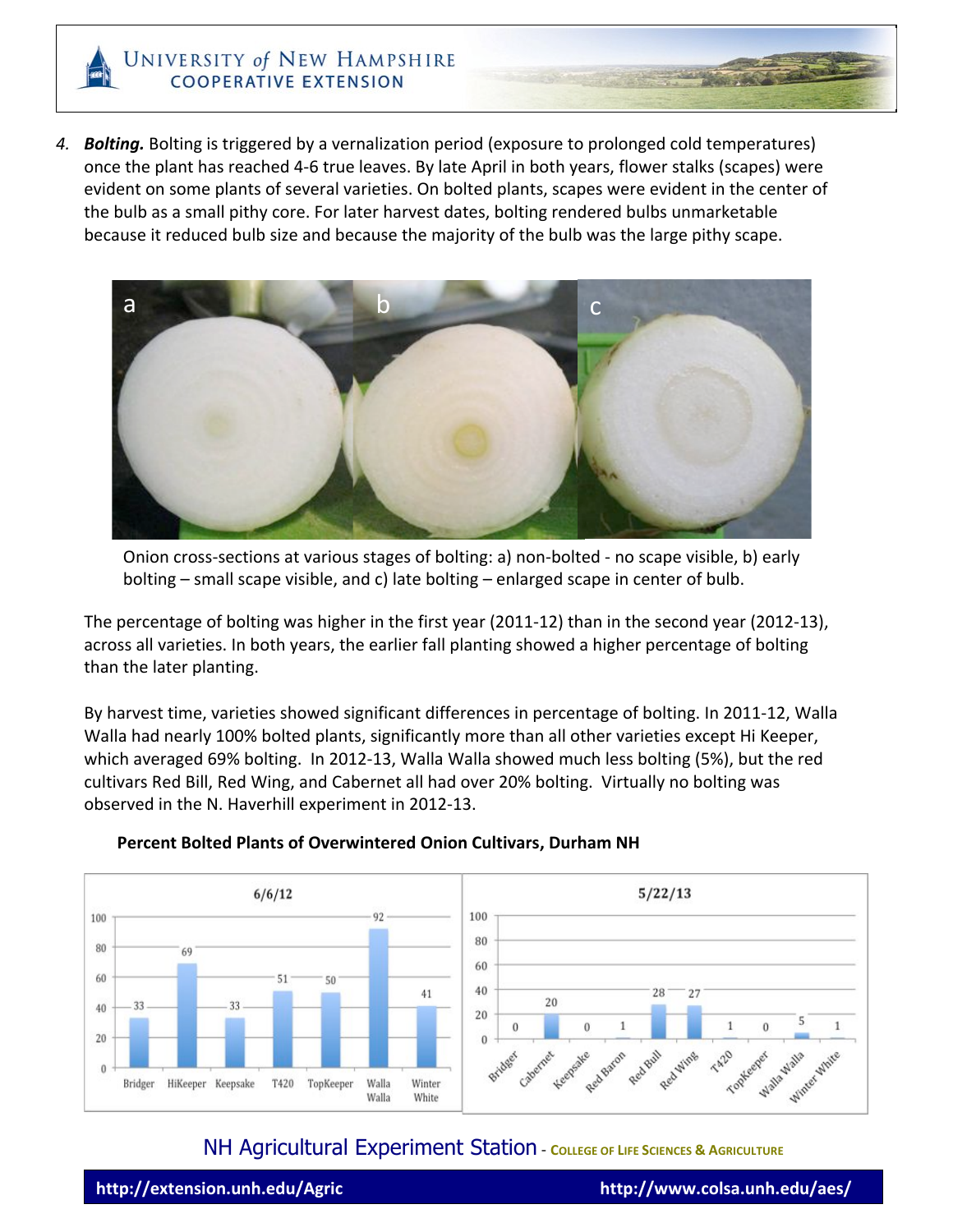4. ***Bolting.*** Bolting is triggered by a vernalization period (exposure to prolonged cold temperatures) once the plant has reached 4-6 true leaves. By late April in both years, flower stalks (scapes) were evident on some plants of several varieties. On bolted plants, scapes were evident in the center of the bulb as a small pithy core. For later harvest dates, bolting rendered bulbs unmarketable because it reduced bulb size and because the majority of the bulb was the large pithy scape.

Onion cross-sections at various stages of bolting: a) non-bolted - no scape visible, b) early bolting – small scape visible, and c) late bolting – enlarged scape in center of bulb.

The percentage of bolting was higher in the first year (2011-12) than in the second year (2012-13), across all varieties. In both years, the earlier fall planting showed a higher percentage of bolting than the later planting.

By harvest time, varieties showed significant differences in percentage of bolting. In 2011-12, Walla Walla had nearly 100% bolted plants, significantly more than all other varieties except Hi Keeper, which averaged 69% bolting. In 2012-13, Walla Walla showed much less bolting (5%), but the red cultivars Red Bill, Red Wing, and Cabernet all had over 20% bolting. Virtually no bolting was observed in the N. Haverhill experiment in 2012-13.

**Percent Bolted Plants of Overwintered Onion Cultivars, Durham NH**

6/6/12

| Cultivar | Percent bolted |
|---|---|
| Bridger | 33 |
| HiKeeper | 69 |
| Keepsake | 33 |
| T420 | 51 |
| TopKeeper | 50 |
| Walla Walla | 92 |
| Winter White | 41 |

5/22/13

| Cultivar | Percent bolted |
|---|---|
| Bridger | 0 |
| Cabernet | 20 |
| Keepsake | 0 |
| Red Baron | 1 |
| Red Bull | 28 |
| Red Wing | 27 |
| T420 | 1 |
| TopKeeper | 0 |
| Walla Walla | 5 |
| Winter White | 1 |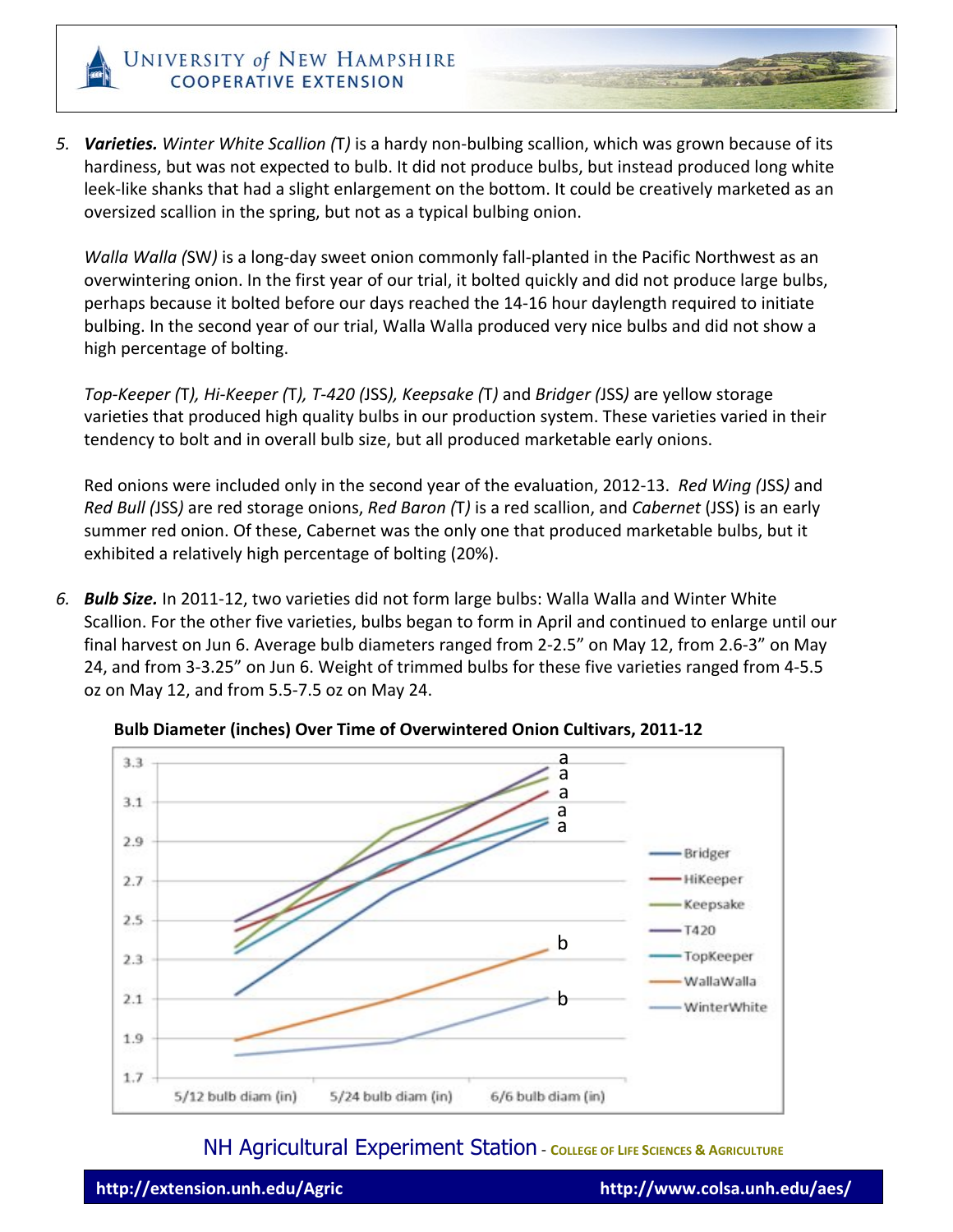5. ***Varieties.*** *Winter White Scallion (*T*)* is a hardy non-bulbing scallion, which was grown because of its hardiness, but was not expected to bulb. It did not produce bulbs, but instead produced long white leek-like shanks that had a slight enlargement on the bottom. It could be creatively marketed as an oversized scallion in the spring, but not as a typical bulbing onion.

   *Walla Walla (*SW*)* is a long-day sweet onion commonly fall-planted in the Pacific Northwest as an overwintering onion. In the first year of our trial, it bolted quickly and did not produce large bulbs, perhaps because it bolted before our days reached the 14-16 hour daylength required to initiate bulbing. In the second year of our trial, Walla Walla produced very nice bulbs and did not show a high percentage of bolting.

   *Top-Keeper (*T*), Hi-Keeper (*T*), T-420 (*JSS*), Keepsake (*T*)* and *Bridger (*JSS*)* are yellow storage varieties that produced high quality bulbs in our production system. These varieties varied in their tendency to bolt and in overall bulb size, but all produced marketable early onions.

   Red onions were included only in the second year of the evaluation, 2012-13. *Red Wing (*JSS*)* and *Red Bull (*JSS*)* are red storage onions, *Red Baron (*T*)* is a red scallion, and *Cabernet* (JSS) is an early summer red onion. Of these, Cabernet was the only one that produced marketable bulbs, but it exhibited a relatively high percentage of bolting (20%).

6. ***Bulb Size.*** In 2011-12, two varieties did not form large bulbs: Walla Walla and Winter White Scallion. For the other five varieties, bulbs began to form in April and continued to enlarge until our final harvest on Jun 6. Average bulb diameters ranged from 2-2.5" on May 12, from 2.6-3" on May 24, and from 3-3.25" on Jun 6. Weight of trimmed bulbs for these five varieties ranged from 4-5.5 oz on May 12, and from 5.5-7.5 oz on May 24.

**Bulb Diameter (inches) Over Time of Overwintered Onion Cultivars, 2011-12**

| Cultivar | 5/12 bulb diam (in) | 5/24 bulb diam (in) | 6/6 bulb diam (in) | |
|---|---|---|---|---|
| Bridger | 2.12 | 2.65 | 3.0 | a |
| HiKeeper | 2.45 | 2.77 | 3.16 | a |
| Keepsake | 2.36 | 2.96 | 3.23 | a |
| T420 | 2.5 | 2.9 | 3.28 | a |
| TopKeeper | 2.34 | 2.79 | 3.02 | a |
| WallaWalla | 1.89 | 2.1 | 2.35 | b |
| WinterWhite | 1.82 | 1.88 | 2.11 | b |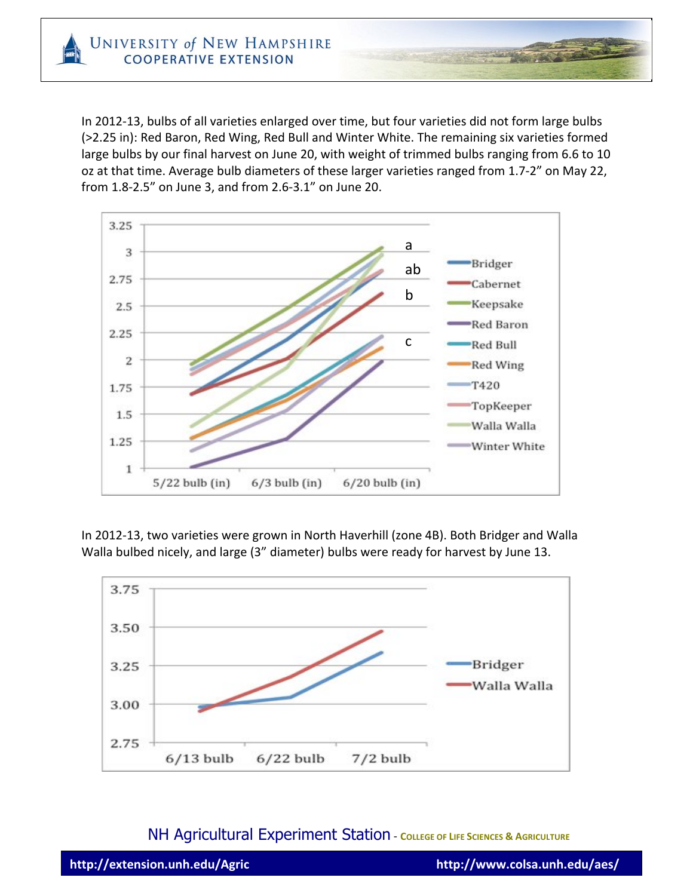In 2012-13, bulbs of all varieties enlarged over time, but four varieties did not form large bulbs (>2.25 in): Red Baron, Red Wing, Red Bull and Winter White. The remaining six varieties formed large bulbs by our final harvest on June 20, with weight of trimmed bulbs ranging from 6.6 to 10 oz at that time. Average bulb diameters of these larger varieties ranged from 1.7-2" on May 22, from 1.8-2.5" on June 3, and from 2.6-3.1" on June 20.

In 2012-13, two varieties were grown in North Haverhill (zone 4B). Both Bridger and Walla Walla bulbed nicely, and large (3" diameter) bulbs were ready for harvest by June 13.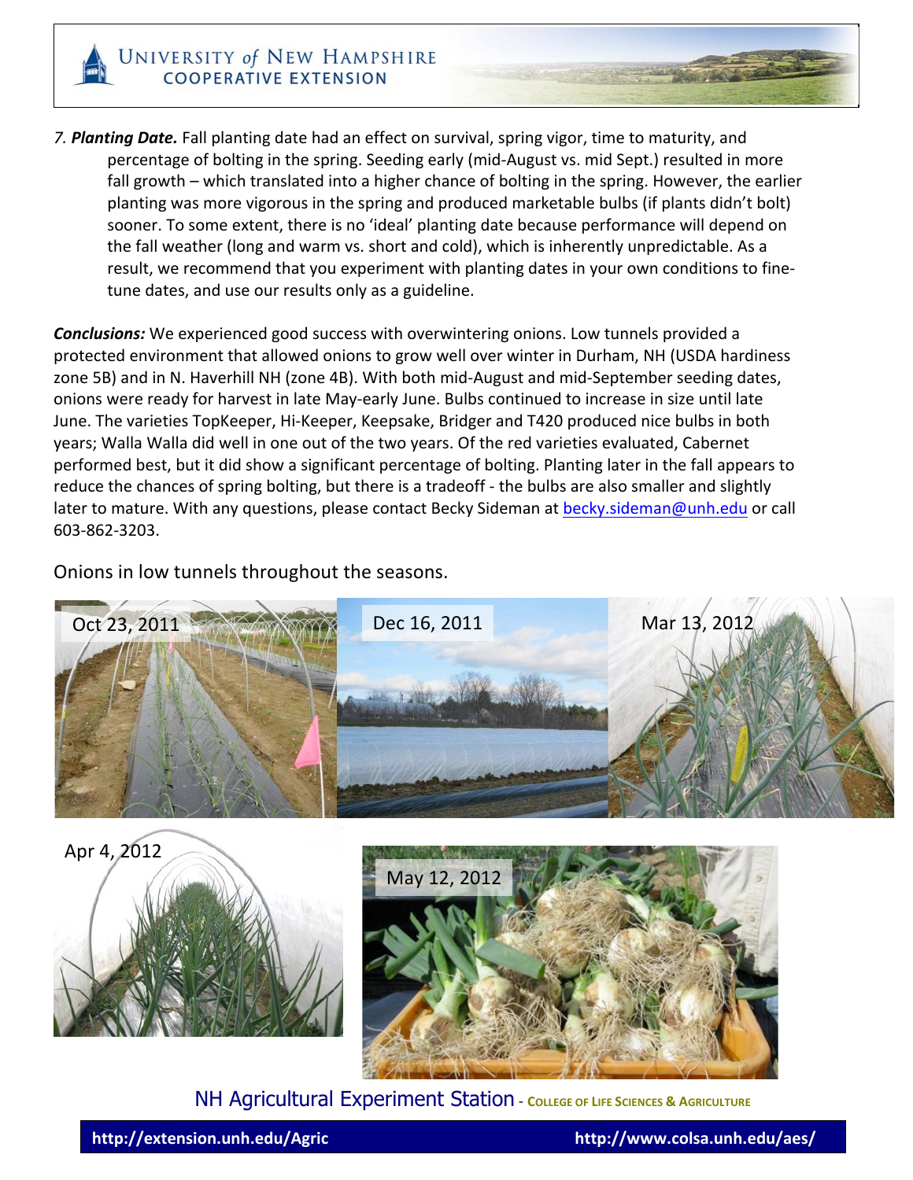7. ***Planting Date.*** Fall planting date had an effect on survival, spring vigor, time to maturity, and percentage of bolting in the spring. Seeding early (mid-August vs. mid Sept.) resulted in more fall growth – which translated into a higher chance of bolting in the spring. However, the earlier planting was more vigorous in the spring and produced marketable bulbs (if plants didn't bolt) sooner. To some extent, there is no 'ideal' planting date because performance will depend on the fall weather (long and warm vs. short and cold), which is inherently unpredictable. As a result, we recommend that you experiment with planting dates in your own conditions to fine-tune dates, and use our results only as a guideline.

***Conclusions:*** We experienced good success with overwintering onions. Low tunnels provided a protected environment that allowed onions to grow well over winter in Durham, NH (USDA hardiness zone 5B) and in N. Haverhill NH (zone 4B). With both mid-August and mid-September seeding dates, onions were ready for harvest in late May-early June. Bulbs continued to increase in size until late June. The varieties TopKeeper, Hi-Keeper, Keepsake, Bridger and T420 produced nice bulbs in both years; Walla Walla did well in one out of the two years. Of the red varieties evaluated, Cabernet performed best, but it did show a significant percentage of bolting. Planting later in the fall appears to reduce the chances of spring bolting, but there is a tradeoff - the bulbs are also smaller and slightly later to mature. With any questions, please contact Becky Sideman at becky.sideman@unh.edu or call 603-862-3203.

Onions in low tunnels throughout the seasons.

Oct 23, 2011

Dec 16, 2011

Mar 13, 2012

Apr 4, 2012

May 12, 2012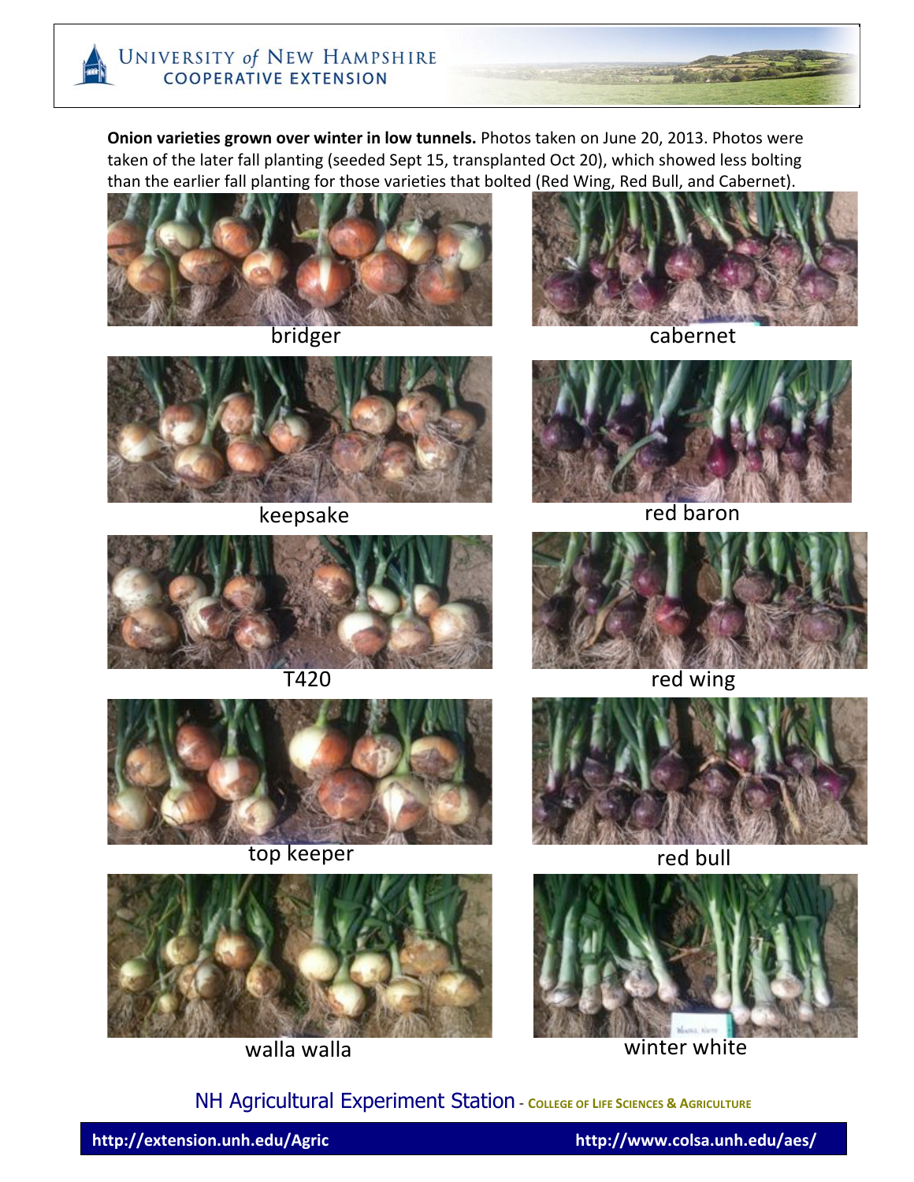**Onion varieties grown over winter in low tunnels.** Photos taken on June 20, 2013. Photos were taken of the later fall planting (seeded Sept 15, transplanted Oct 20), which showed less bolting than the earlier fall planting for those varieties that bolted (Red Wing, Red Bull, and Cabernet).

bridger

cabernet

keepsake

red baron

T420

red wing

top keeper

red bull

walla walla

winter white